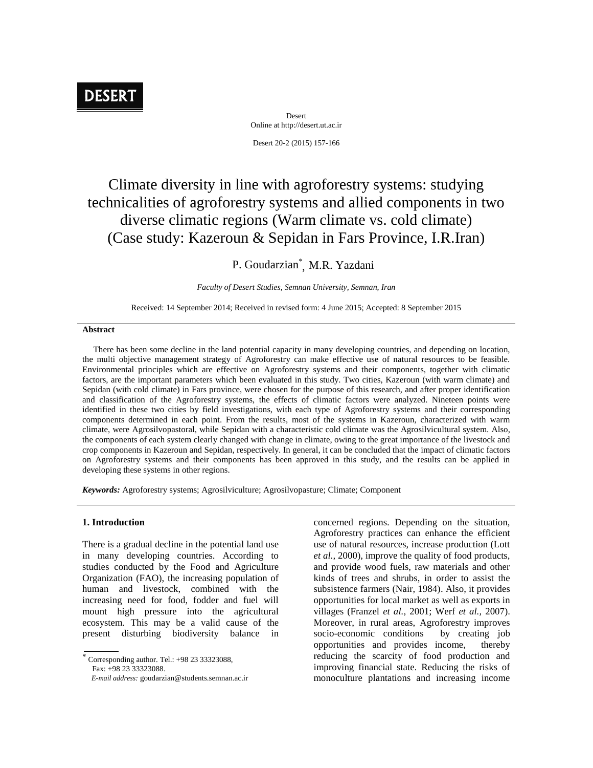DESERT

Desert
Online at http://desert.ut.ac.ir

Desert 20-2 (2015) 157-166

# Climate diversity in line with agroforestry systems: studying technicalities of agroforestry systems and allied components in two diverse climatic regions (Warm climate vs. cold climate) (Case study: Kazeroun & Sepidan in Fars Province, I.R.Iran)

P. Goudarzian[*], M.R. Yazdani

*Faculty of Desert Studies, Semnan University, Semnan, Iran*

Received: 14 September 2014; Received in revised form: 4 June 2015; Accepted: 8 September 2015

## Abstract

There has been some decline in the land potential capacity in many developing countries, and depending on location, the multi objective management strategy of Agroforestry can make effective use of natural resources to be feasible. Environmental principles which are effective on Agroforestry systems and their components, together with climatic factors, are the important parameters which been evaluated in this study. Two cities, Kazeroun (with warm climate) and Sepidan (with cold climate) in Fars province, were chosen for the purpose of this research, and after proper identification and classification of the Agroforestry systems, the effects of climatic factors were analyzed. Nineteen points were identified in these two cities by field investigations, with each type of Agroforestry systems and their corresponding components determined in each point. From the results, most of the systems in Kazeroun, characterized with warm climate, were Agrosilvopastoral, while Sepidan with a characteristic cold climate was the Agrosilvicultural system. Also, the components of each system clearly changed with change in climate, owing to the great importance of the livestock and crop components in Kazeroun and Sepidan, respectively. In general, it can be concluded that the impact of climatic factors on Agroforestry systems and their components has been approved in this study, and the results can be applied in developing these systems in other regions.

***Keywords:*** Agroforestry systems; Agrosilviculture; Agrosilvopasture; Climate; Component

## 1. Introduction

There is a gradual decline in the potential land use in many developing countries. According to studies conducted by the Food and Agriculture Organization (FAO), the increasing population of human and livestock, combined with the increasing need for food, fodder and fuel will mount high pressure into the agricultural ecosystem. This may be a valid cause of the present disturbing biodiversity balance in concerned regions. Depending on the situation, Agroforestry practices can enhance the efficient use of natural resources, increase production (Lott *et al.,* 2000), improve the quality of food products, and provide wood fuels, raw materials and other kinds of trees and shrubs, in order to assist the subsistence farmers (Nair, 1984). Also, it provides opportunities for local market as well as exports in villages (Franzel *et al.,* 2001; Werf *et al.,* 2007). Moreover, in rural areas, Agroforestry improves socio-economic conditions by creating job opportunities and provides income, thereby reducing the scarcity of food production and improving financial state. Reducing the risks of monoculture plantations and increasing income

[*] Corresponding author. Tel.: +98 23 33323088,
Fax: +98 23 33323088.
*E-mail address:* goudarzian@students.semnan.ac.ir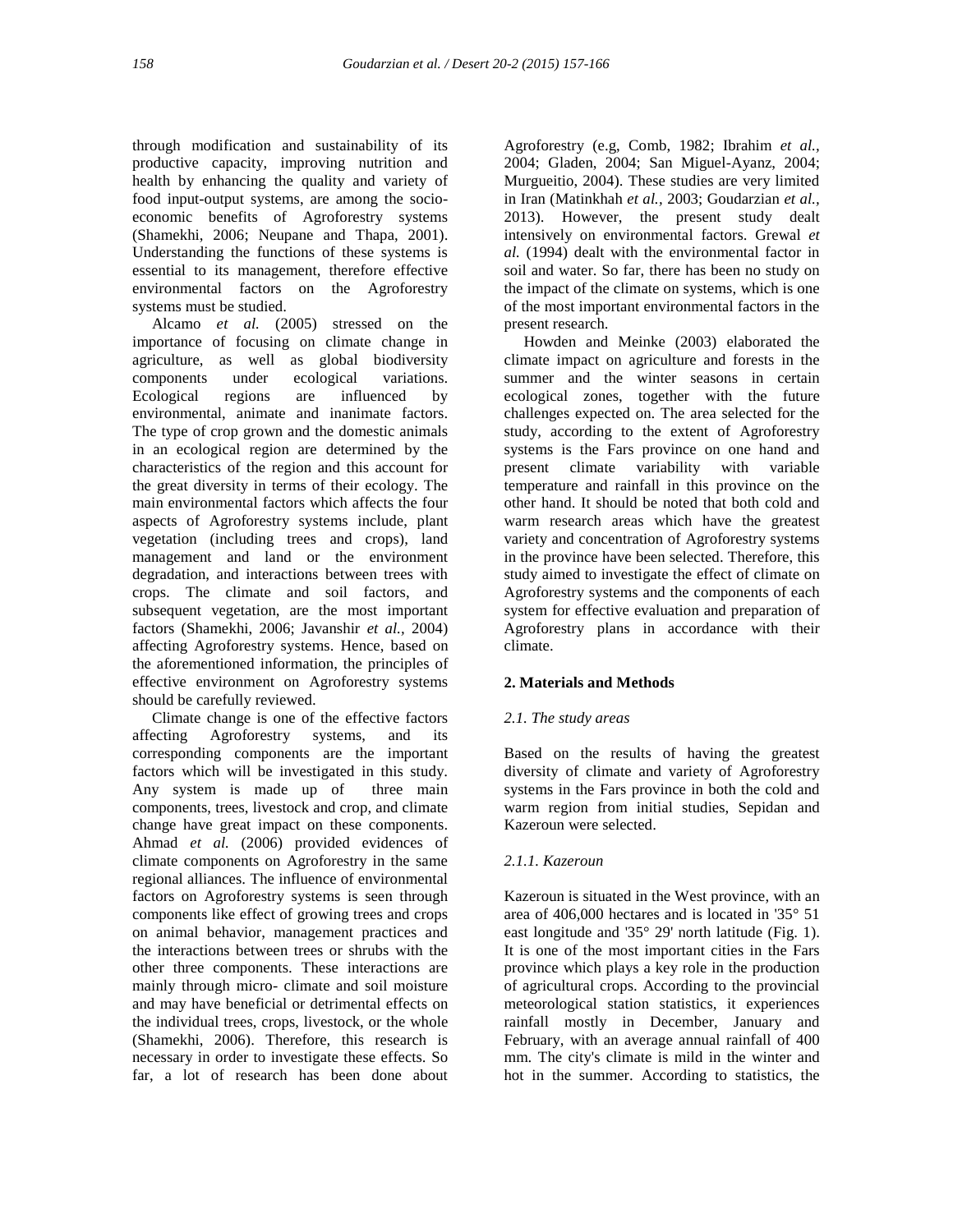through modification and sustainability of its productive capacity, improving nutrition and health by enhancing the quality and variety of food input-output systems, are among the socio-economic benefits of Agroforestry systems (Shamekhi, 2006; Neupane and Thapa, 2001). Understanding the functions of these systems is essential to its management, therefore effective environmental factors on the Agroforestry systems must be studied.

Alcamo *et al.* (2005) stressed on the importance of focusing on climate change in agriculture, as well as global biodiversity components under ecological variations. Ecological regions are influenced by environmental, animate and inanimate factors. The type of crop grown and the domestic animals in an ecological region are determined by the characteristics of the region and this account for the great diversity in terms of their ecology. The main environmental factors which affects the four aspects of Agroforestry systems include, plant vegetation (including trees and crops), land management and land or the environment degradation, and interactions between trees with crops. The climate and soil factors, and subsequent vegetation, are the most important factors (Shamekhi, 2006; Javanshir *et al.*, 2004) affecting Agroforestry systems. Hence, based on the aforementioned information, the principles of effective environment on Agroforestry systems should be carefully reviewed.

Climate change is one of the effective factors affecting Agroforestry systems, and its corresponding components are the important factors which will be investigated in this study. Any system is made up of three main components, trees, livestock and crop, and climate change have great impact on these components. Ahmad *et al.* (2006) provided evidences of climate components on Agroforestry in the same regional alliances. The influence of environmental factors on Agroforestry systems is seen through components like effect of growing trees and crops on animal behavior, management practices and the interactions between trees or shrubs with the other three components. These interactions are mainly through micro- climate and soil moisture and may have beneficial or detrimental effects on the individual trees, crops, livestock, or the whole (Shamekhi, 2006). Therefore, this research is necessary in order to investigate these effects. So far, a lot of research has been done about Agroforestry (e.g, Comb, 1982; Ibrahim *et al.*, 2004; Gladen, 2004; San Miguel-Ayanz, 2004; Murgueitio, 2004). These studies are very limited in Iran (Matinkhah *et al.*, 2003; Goudarzian *et al.*, 2013). However, the present study dealt intensively on environmental factors. Grewal *et al.* (1994) dealt with the environmental factor in soil and water. So far, there has been no study on the impact of the climate on systems, which is one of the most important environmental factors in the present research.

Howden and Meinke (2003) elaborated the climate impact on agriculture and forests in the summer and the winter seasons in certain ecological zones, together with the future challenges expected on. The area selected for the study, according to the extent of Agroforestry systems is the Fars province on one hand and present climate variability with variable temperature and rainfall in this province on the other hand. It should be noted that both cold and warm research areas which have the greatest variety and concentration of Agroforestry systems in the province have been selected. Therefore, this study aimed to investigate the effect of climate on Agroforestry systems and the components of each system for effective evaluation and preparation of Agroforestry plans in accordance with their climate.

## 2. Materials and Methods

### *2.1. The study areas*

Based on the results of having the greatest diversity of climate and variety of Agroforestry systems in the Fars province in both the cold and warm region from initial studies, Sepidan and Kazeroun were selected.

#### *2.1.1. Kazeroun*

Kazeroun is situated in the West province, with an area of 406,000 hectares and is located in '35° 51 east longitude and '35° 29' north latitude (Fig. 1). It is one of the most important cities in the Fars province which plays a key role in the production of agricultural crops. According to the provincial meteorological station statistics, it experiences rainfall mostly in December, January and February, with an average annual rainfall of 400 mm. The city's climate is mild in the winter and hot in the summer. According to statistics, the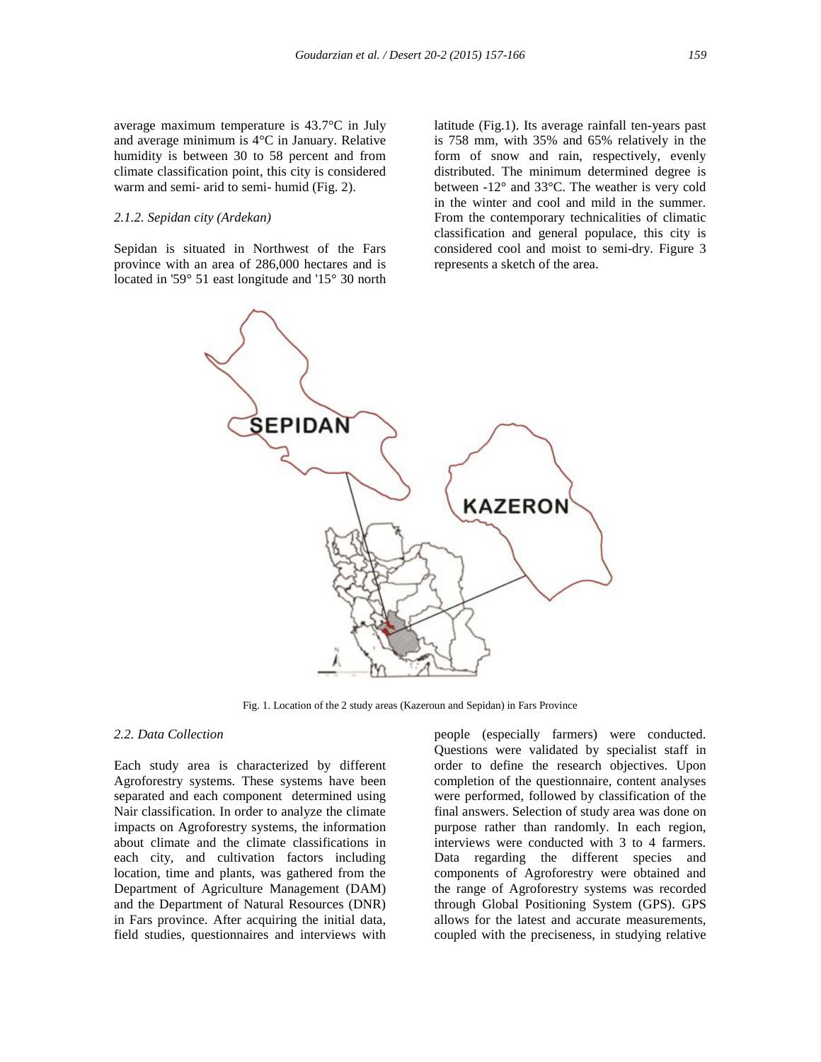average maximum temperature is 43.7°C in July and average minimum is 4°C in January. Relative humidity is between 30 to 58 percent and from climate classification point, this city is considered warm and semi- arid to semi- humid (Fig. 2).

### *2.1.2. Sepidan city (Ardekan)*

Sepidan is situated in Northwest of the Fars province with an area of 286,000 hectares and is located in '59° 51 east longitude and '15° 30 north latitude (Fig.1). Its average rainfall ten-years past is 758 mm, with 35% and 65% relatively in the form of snow and rain, respectively, evenly distributed. The minimum determined degree is between -12° and 33°C. The weather is very cold in the winter and cool and mild in the summer. From the contemporary technicalities of climatic classification and general populace, this city is considered cool and moist to semi-dry. Figure 3 represents a sketch of the area.

Fig. 1. Location of the 2 study areas (Kazeroun and Sepidan) in Fars Province

## *2.2. Data Collection*

Each study area is characterized by different Agroforestry systems. These systems have been separated and each component determined using Nair classification. In order to analyze the climate impacts on Agroforestry systems, the information about climate and the climate classifications in each city, and cultivation factors including location, time and plants, was gathered from the Department of Agriculture Management (DAM) and the Department of Natural Resources (DNR) in Fars province. After acquiring the initial data, field studies, questionnaires and interviews with people (especially farmers) were conducted. Questions were validated by specialist staff in order to define the research objectives. Upon completion of the questionnaire, content analyses were performed, followed by classification of the final answers. Selection of study area was done on purpose rather than randomly. In each region, interviews were conducted with 3 to 4 farmers. Data regarding the different species and components of Agroforestry were obtained and the range of Agroforestry systems was recorded through Global Positioning System (GPS). GPS allows for the latest and accurate measurements, coupled with the preciseness, in studying relative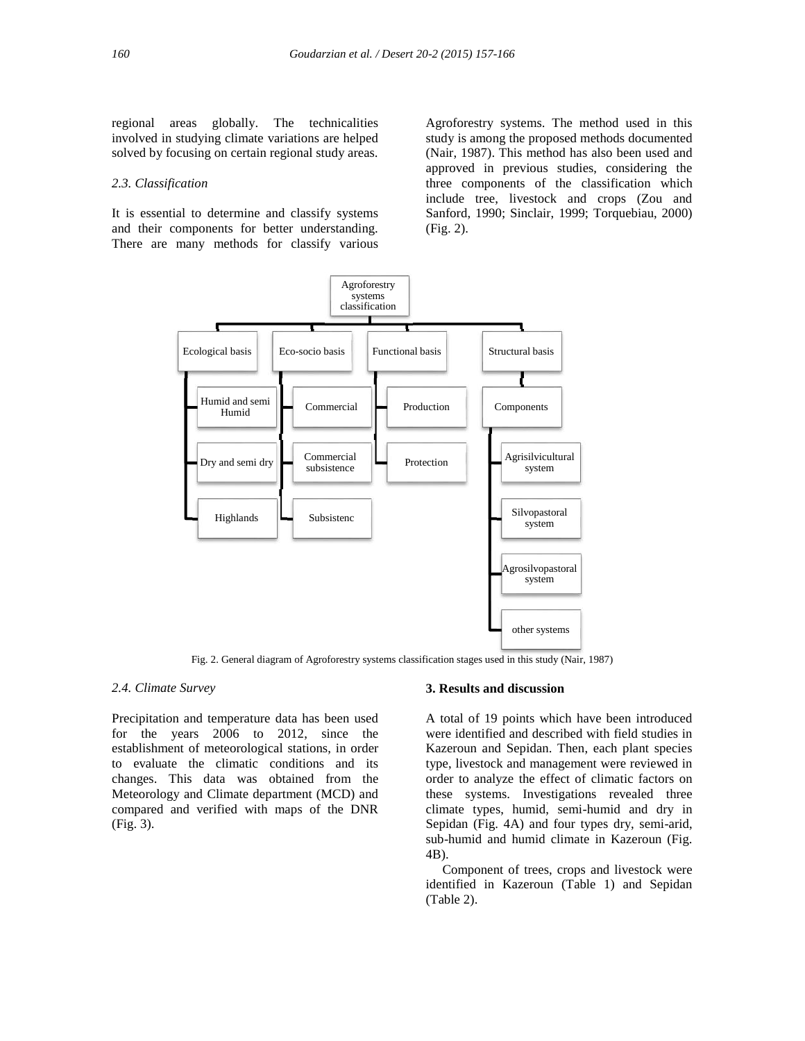regional areas globally. The technicalities involved in studying climate variations are helped solved by focusing on certain regional study areas.

### 2.3. Classification

It is essential to determine and classify systems and their components for better understanding. There are many methods for classify various Agroforestry systems. The method used in this study is among the proposed methods documented (Nair, 1987). This method has also been used and approved in previous studies, considering the three components of the classification which include tree, livestock and crops (Zou and Sanford, 1990; Sinclair, 1999; Torquebiau, 2000) (Fig. 2).

Agroforestry systems classification

- Ecological basis
  - Humid and semi Humid
  - Dry and semi dry
  - Highlands
- Eco-socio basis
  - Commercial
  - Commercial subsistence
  - Subsistenc
- Functional basis
  - Production
  - Protection
- Structural basis
  - Components
    - Agrisilvicultural system
    - Silvopastoral system
    - Agrosilvopastoral system
    - other systems

Fig. 2. General diagram of Agroforestry systems classification stages used in this study (Nair, 1987)

### 2.4. Climate Survey

Precipitation and temperature data has been used for the years 2006 to 2012, since the establishment of meteorological stations, in order to evaluate the climatic conditions and its changes. This data was obtained from the Meteorology and Climate department (MCD) and compared and verified with maps of the DNR (Fig. 3).

## 3. Results and discussion

A total of 19 points which have been introduced were identified and described with field studies in Kazeroun and Sepidan. Then, each plant species type, livestock and management were reviewed in order to analyze the effect of climatic factors on these systems. Investigations revealed three climate types, humid, semi-humid and dry in Sepidan (Fig. 4A) and four types dry, semi-arid, sub-humid and humid climate in Kazeroun (Fig. 4B).

Component of trees, crops and livestock were identified in Kazeroun (Table 1) and Sepidan (Table 2).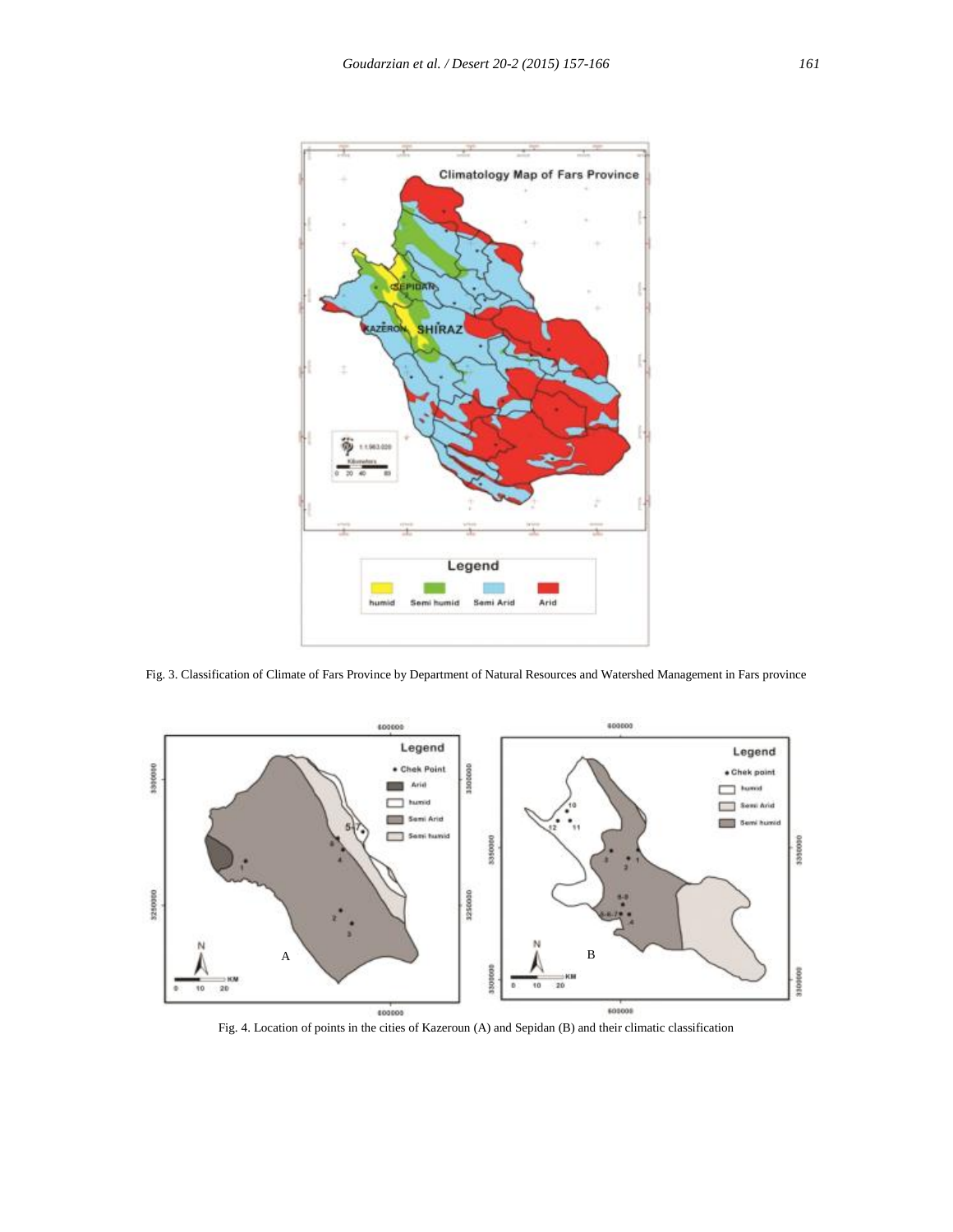Fig. 3. Classification of Climate of Fars Province by Department of Natural Resources and Watershed Management in Fars province

Fig. 4. Location of points in the cities of Kazeroun (A) and Sepidan (B) and their climatic classification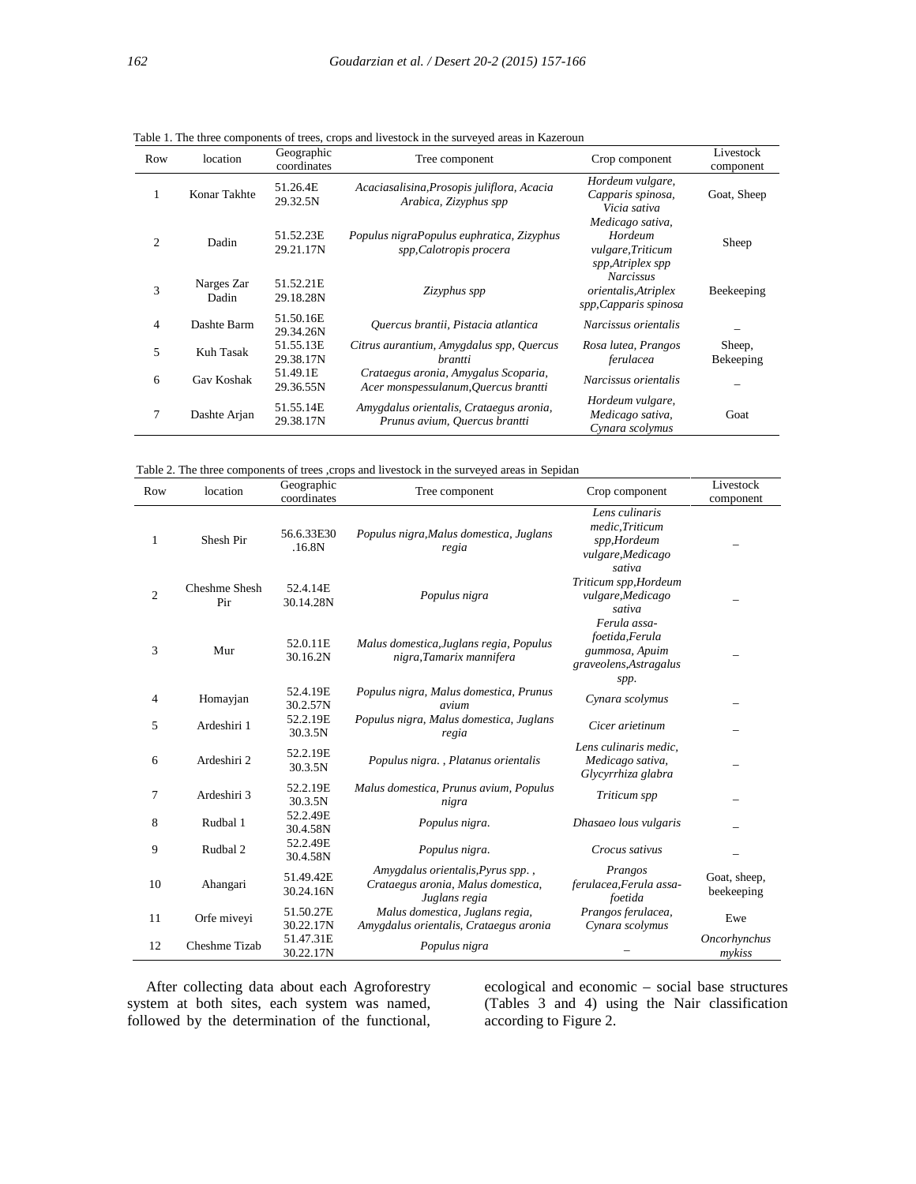Table 1. The three components of trees, crops and livestock in the surveyed areas in Kazeroun

| Row | location | Geographic coordinates | Tree component | Crop component | Livestock component |
|---|---|---|---|---|---|
| 1 | Konar Takhte | 51.26.4E 29.32.5N | *Acaciasalisina,Prosopis juliflora, Acacia Arabica, Zizyphus spp* | *Hordeum vulgare, Capparis spinosa, Vicia sativa* | Goat, Sheep |
| 2 | Dadin | 51.52.23E 29.21.17N | *Populus nigraPopulus euphratica, Zizyphus spp,Calotropis procera* | *Medicago sativa, Hordeum vulgare,Triticum spp,Atriplex spp* | Sheep |
| 3 | Narges Zar Dadin | 51.52.21E 29.18.28N | *Zizyphus spp* | *Narcissus orientalis,Atriplex spp,Capparis spinosa* | Beekeeping |
| 4 | Dashte Barm | 51.50.16E 29.34.26N | *Quercus brantii, Pistacia atlantica* | *Narcissus orientalis* | – |
| 5 | Kuh Tasak | 51.55.13E 29.38.17N | *Citrus aurantium, Amygdalus spp, Quercus brantti* | *Rosa lutea, Prangos ferulacea* | Sheep, Bekeeping |
| 6 | Gav Koshak | 51.49.1E 29.36.55N | *Crataegus aronia, Amygalus Scoparia, Acer monspessulanum,Quercus brantti* | *Narcissus orientalis* | – |
| 7 | Dashte Arjan | 51.55.14E 29.38.17N | *Amygdalus orientalis, Crataegus aronia, Prunus avium, Quercus brantti* | *Hordeum vulgare, Medicago sativa, Cynara scolymus* | Goat |

Table 2. The three components of trees ,crops and livestock in the surveyed areas in Sepidan

| Row | location | Geographic coordinates | Tree component | Crop component | Livestock component |
|---|---|---|---|---|---|
| 1 | Shesh Pir | 56.6.33E30 .16.8N | *Populus nigra,Malus domestica, Juglans regia* | *Lens culinaris medic,Triticum spp,Hordeum vulgare,Medicago sativa* | – |
| 2 | Cheshme Shesh Pir | 52.4.14E 30.14.28N | *Populus nigra* | *Triticum spp,Hordeum vulgare,Medicago sativa* | – |
| 3 | Mur | 52.0.11E 30.16.2N | *Malus domestica,Juglans regia, Populus nigra,Tamarix mannifera* | *Ferula assa-foetida,Ferula gummosa, Apuim graveolens,Astragalus spp.* | – |
| 4 | Homayjan | 52.4.19E 30.2.57N | *Populus nigra, Malus domestica, Prunus avium* | *Cynara scolymus* | – |
| 5 | Ardeshiri 1 | 52.2.19E 30.3.5N | *Populus nigra, Malus domestica, Juglans regia* | *Cicer arietinum* | – |
| 6 | Ardeshiri 2 | 52.2.19E 30.3.5N | *Populus nigra. , Platanus orientalis* | *Lens culinaris medic, Medicago sativa, Glycyrrhiza glabra* | – |
| 7 | Ardeshiri 3 | 52.2.19E 30.3.5N | *Malus domestica, Prunus avium, Populus nigra* | *Triticum spp* | – |
| 8 | Rudbal 1 | 52.2.49E 30.4.58N | *Populus nigra.* | *Dhasaeo lous vulgaris* | – |
| 9 | Rudbal 2 | 52.2.49E 30.4.58N | *Populus nigra.* | *Crocus sativus* | – |
| 10 | Ahangari | 51.49.42E 30.24.16N | *Amygdalus orientalis,Pyrus spp. , Crataegus aronia, Malus domestica, Juglans regia* | *Prangos ferulacea,Ferula assa-foetida* | Goat, sheep, beekeeping |
| 11 | Orfe miveyi | 51.50.27E 30.22.17N | *Malus domestica, Juglans regia, Amygdalus orientalis, Crataegus aronia* | *Prangos ferulacea, Cynara scolymus* | Ewe |
| 12 | Cheshme Tizab | 51.47.31E 30.22.17N | *Populus nigra* | – | *Oncorhynchus mykiss* |

After collecting data about each Agroforestry system at both sites, each system was named, followed by the determination of the functional, ecological and economic – social base structures (Tables 3 and 4) using the Nair classification according to Figure 2.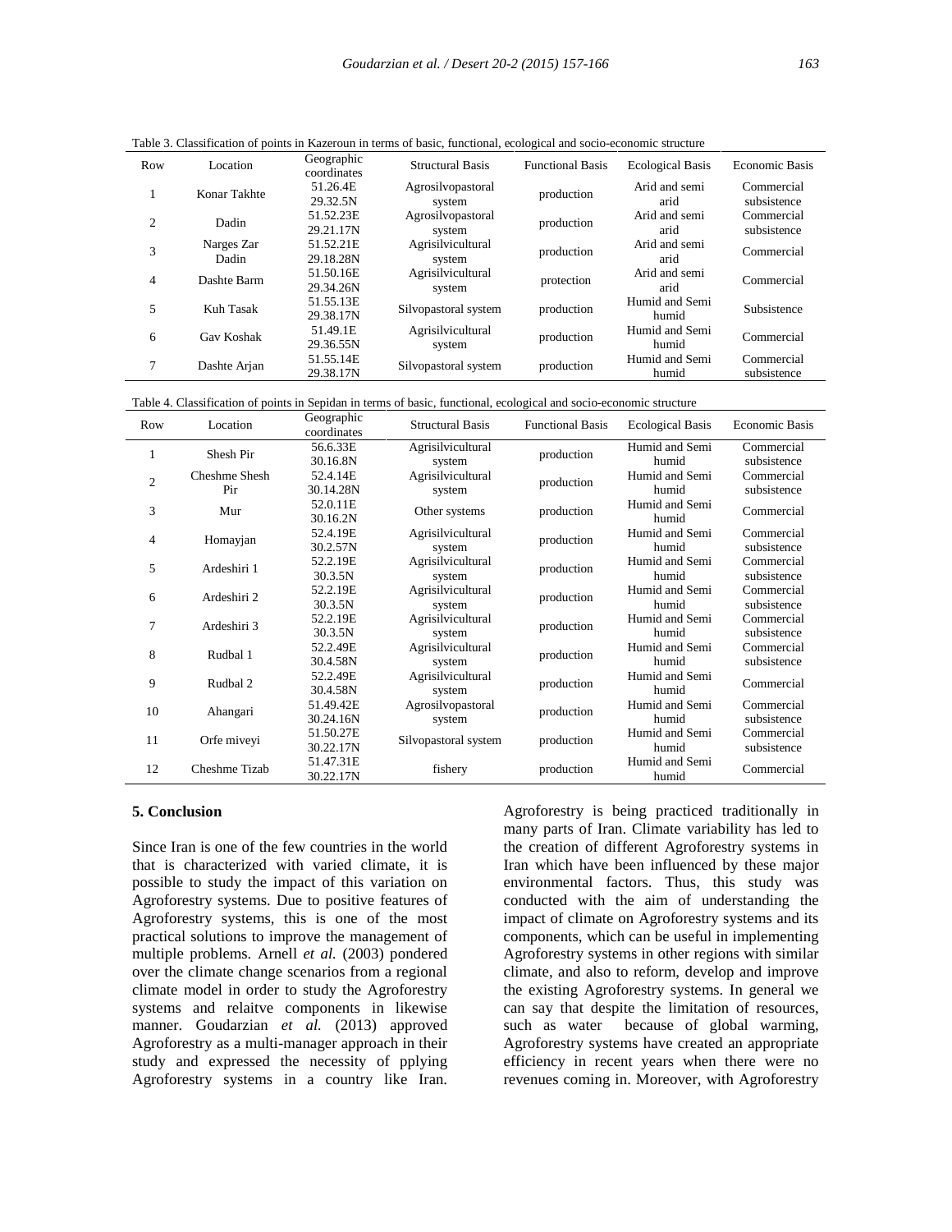Table 3. Classification of points in Kazeroun in terms of basic, functional, ecological and socio-economic structure

| Row | Location | Geographic coordinates | Structural Basis | Functional Basis | Ecological Basis | Economic Basis |
|---|---|---|---|---|---|---|
| 1 | Konar Takhte | 51.26.4E 29.32.5N | Agrosilvopastoral system | production | Arid and semi arid | Commercial subsistence |
| 2 | Dadin | 51.52.23E 29.21.17N | Agrosilvopastoral system | production | Arid and semi arid | Commercial subsistence |
| 3 | Narges Zar Dadin | 51.52.21E 29.18.28N | Agrisilvicultural system | production | Arid and semi arid | Commercial |
| 4 | Dashte Barm | 51.50.16E 29.34.26N | Agrisilvicultural system | protection | Arid and semi arid | Commercial |
| 5 | Kuh Tasak | 51.55.13E 29.38.17N | Silvopastoral system | production | Humid and Semi humid | Subsistence |
| 6 | Gav Koshak | 51.49.1E 29.36.55N | Agrisilvicultural system | production | Humid and Semi humid | Commercial |
| 7 | Dashte Arjan | 51.55.14E 29.38.17N | Silvopastoral system | production | Humid and Semi humid | Commercial subsistence |

Table 4. Classification of points in Sepidan in terms of basic, functional, ecological and socio-economic structure

| Row | Location | Geographic coordinates | Structural Basis | Functional Basis | Ecological Basis | Economic Basis |
|---|---|---|---|---|---|---|
| 1 | Shesh Pir | 56.6.33E 30.16.8N | Agrisilvicultural system | production | Humid and Semi humid | Commercial subsistence |
| 2 | Cheshme Shesh Pir | 52.4.14E 30.14.28N | Agrisilvicultural system | production | Humid and Semi humid | Commercial subsistence |
| 3 | Mur | 52.0.11E 30.16.2N | Other systems | production | Humid and Semi humid | Commercial |
| 4 | Homayjan | 52.4.19E 30.2.57N | Agrisilvicultural system | production | Humid and Semi humid | Commercial subsistence |
| 5 | Ardeshiri 1 | 52.2.19E 30.3.5N | Agrisilvicultural system | production | Humid and Semi humid | Commercial subsistence |
| 6 | Ardeshiri 2 | 52.2.19E 30.3.5N | Agrisilvicultural system | production | Humid and Semi humid | Commercial subsistence |
| 7 | Ardeshiri 3 | 52.2.19E 30.3.5N | Agrisilvicultural system | production | Humid and Semi humid | Commercial subsistence |
| 8 | Rudbal 1 | 52.2.49E 30.4.58N | Agrisilvicultural system | production | Humid and Semi humid | Commercial subsistence |
| 9 | Rudbal 2 | 52.2.49E 30.4.58N | Agrisilvicultural system | production | Humid and Semi humid | Commercial |
| 10 | Ahangari | 51.49.42E 30.24.16N | Agrosilvopastoral system | production | Humid and Semi humid | Commercial subsistence |
| 11 | Orfe miveyi | 51.50.27E 30.22.17N | Silvopastoral system | production | Humid and Semi humid | Commercial subsistence |
| 12 | Cheshme Tizab | 51.47.31E 30.22.17N | fishery | production | Humid and Semi humid | Commercial |

### 5. Conclusion

Since Iran is one of the few countries in the world that is characterized with varied climate, it is possible to study the impact of this variation on Agroforestry systems. Due to positive features of Agroforestry systems, this is one of the most practical solutions to improve the management of multiple problems. Arnell *et al.* (2003) pondered over the climate change scenarios from a regional climate model in order to study the Agroforestry systems and relaitve components in likewise manner. Goudarzian *et al.* (2013) approved Agroforestry as a multi-manager approach in their study and expressed the necessity of pplying Agroforestry systems in a country like Iran. Agroforestry is being practiced traditionally in many parts of Iran. Climate variability has led to the creation of different Agroforestry systems in Iran which have been influenced by these major environmental factors. Thus, this study was conducted with the aim of understanding the impact of climate on Agroforestry systems and its components, which can be useful in implementing Agroforestry systems in other regions with similar climate, and also to reform, develop and improve the existing Agroforestry systems. In general we can say that despite the limitation of resources, such as water because of global warming, Agroforestry systems have created an appropriate efficiency in recent years when there were no revenues coming in. Moreover, with Agroforestry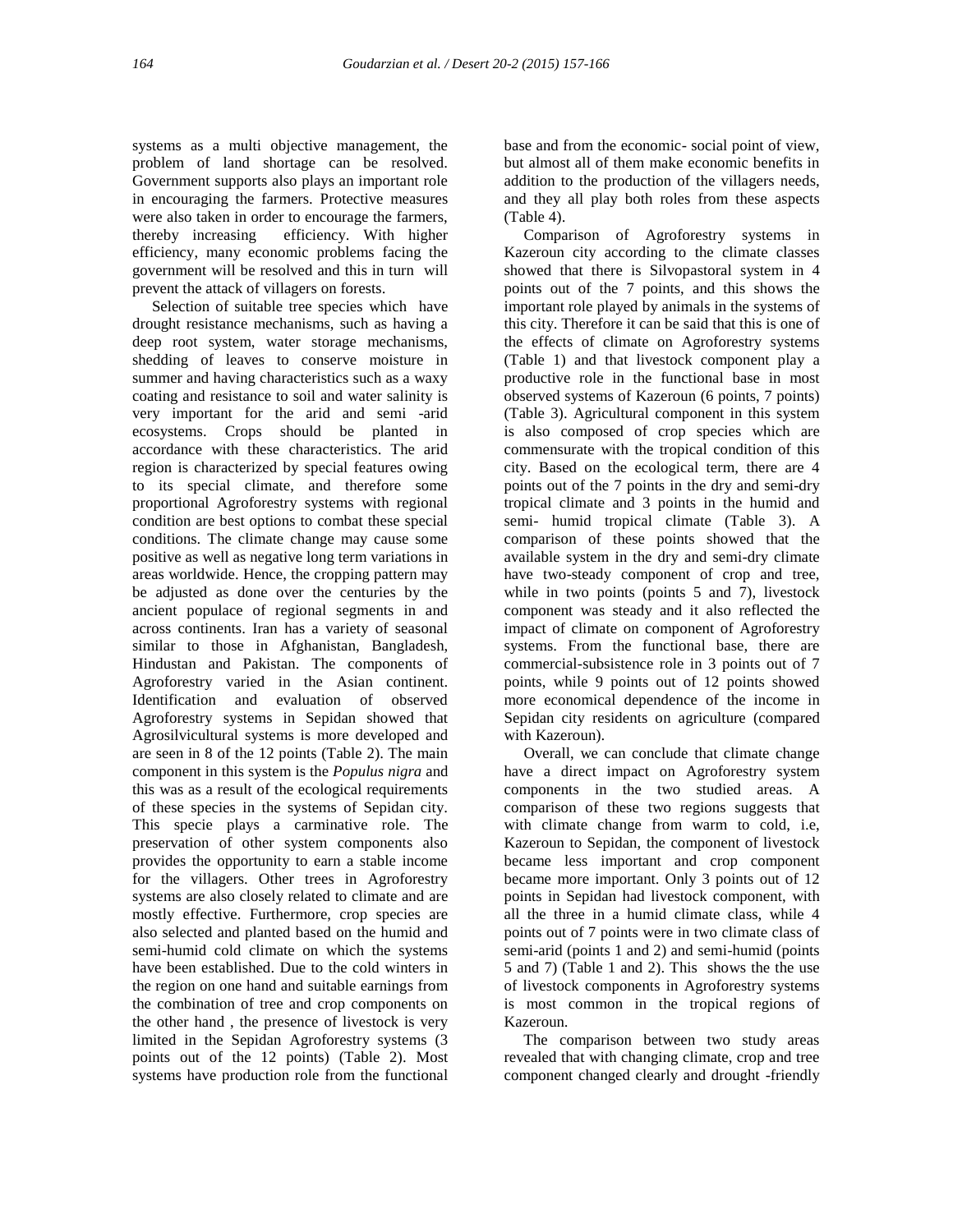systems as a multi objective management, the problem of land shortage can be resolved. Government supports also plays an important role in encouraging the farmers. Protective measures were also taken in order to encourage the farmers, thereby increasing efficiency. With higher efficiency, many economic problems facing the government will be resolved and this in turn will prevent the attack of villagers on forests.

Selection of suitable tree species which have drought resistance mechanisms, such as having a deep root system, water storage mechanisms, shedding of leaves to conserve moisture in summer and having characteristics such as a waxy coating and resistance to soil and water salinity is very important for the arid and semi -arid ecosystems. Crops should be planted in accordance with these characteristics. The arid region is characterized by special features owing to its special climate, and therefore some proportional Agroforestry systems with regional condition are best options to combat these special conditions. The climate change may cause some positive as well as negative long term variations in areas worldwide. Hence, the cropping pattern may be adjusted as done over the centuries by the ancient populace of regional segments in and across continents. Iran has a variety of seasonal similar to those in Afghanistan, Bangladesh, Hindustan and Pakistan. The components of Agroforestry varied in the Asian continent. Identification and evaluation of observed Agroforestry systems in Sepidan showed that Agrosilvicultural systems is more developed and are seen in 8 of the 12 points (Table 2). The main component in this system is the *Populus nigra* and this was as a result of the ecological requirements of these species in the systems of Sepidan city. This specie plays a carminative role. The preservation of other system components also provides the opportunity to earn a stable income for the villagers. Other trees in Agroforestry systems are also closely related to climate and are mostly effective. Furthermore, crop species are also selected and planted based on the humid and semi-humid cold climate on which the systems have been established. Due to the cold winters in the region on one hand and suitable earnings from the combination of tree and crop components on the other hand , the presence of livestock is very limited in the Sepidan Agroforestry systems (3 points out of the 12 points) (Table 2). Most systems have production role from the functional base and from the economic- social point of view, but almost all of them make economic benefits in addition to the production of the villagers needs, and they all play both roles from these aspects (Table 4).

Comparison of Agroforestry systems in Kazeroun city according to the climate classes showed that there is Silvopastoral system in 4 points out of the 7 points, and this shows the important role played by animals in the systems of this city. Therefore it can be said that this is one of the effects of climate on Agroforestry systems (Table 1) and that livestock component play a productive role in the functional base in most observed systems of Kazeroun (6 points, 7 points) (Table 3). Agricultural component in this system is also composed of crop species which are commensurate with the tropical condition of this city. Based on the ecological term, there are 4 points out of the 7 points in the dry and semi-dry tropical climate and 3 points in the humid and semi- humid tropical climate (Table 3). A comparison of these points showed that the available system in the dry and semi-dry climate have two-steady component of crop and tree, while in two points (points 5 and 7), livestock component was steady and it also reflected the impact of climate on component of Agroforestry systems. From the functional base, there are commercial-subsistence role in 3 points out of 7 points, while 9 points out of 12 points showed more economical dependence of the income in Sepidan city residents on agriculture (compared with Kazeroun).

Overall, we can conclude that climate change have a direct impact on Agroforestry system components in the two studied areas. A comparison of these two regions suggests that with climate change from warm to cold, i.e, Kazeroun to Sepidan, the component of livestock became less important and crop component became more important. Only 3 points out of 12 points in Sepidan had livestock component, with all the three in a humid climate class, while 4 points out of 7 points were in two climate class of semi-arid (points 1 and 2) and semi-humid (points 5 and 7) (Table 1 and 2). This shows the the use of livestock components in Agroforestry systems is most common in the tropical regions of Kazeroun.

The comparison between two study areas revealed that with changing climate, crop and tree component changed clearly and drought -friendly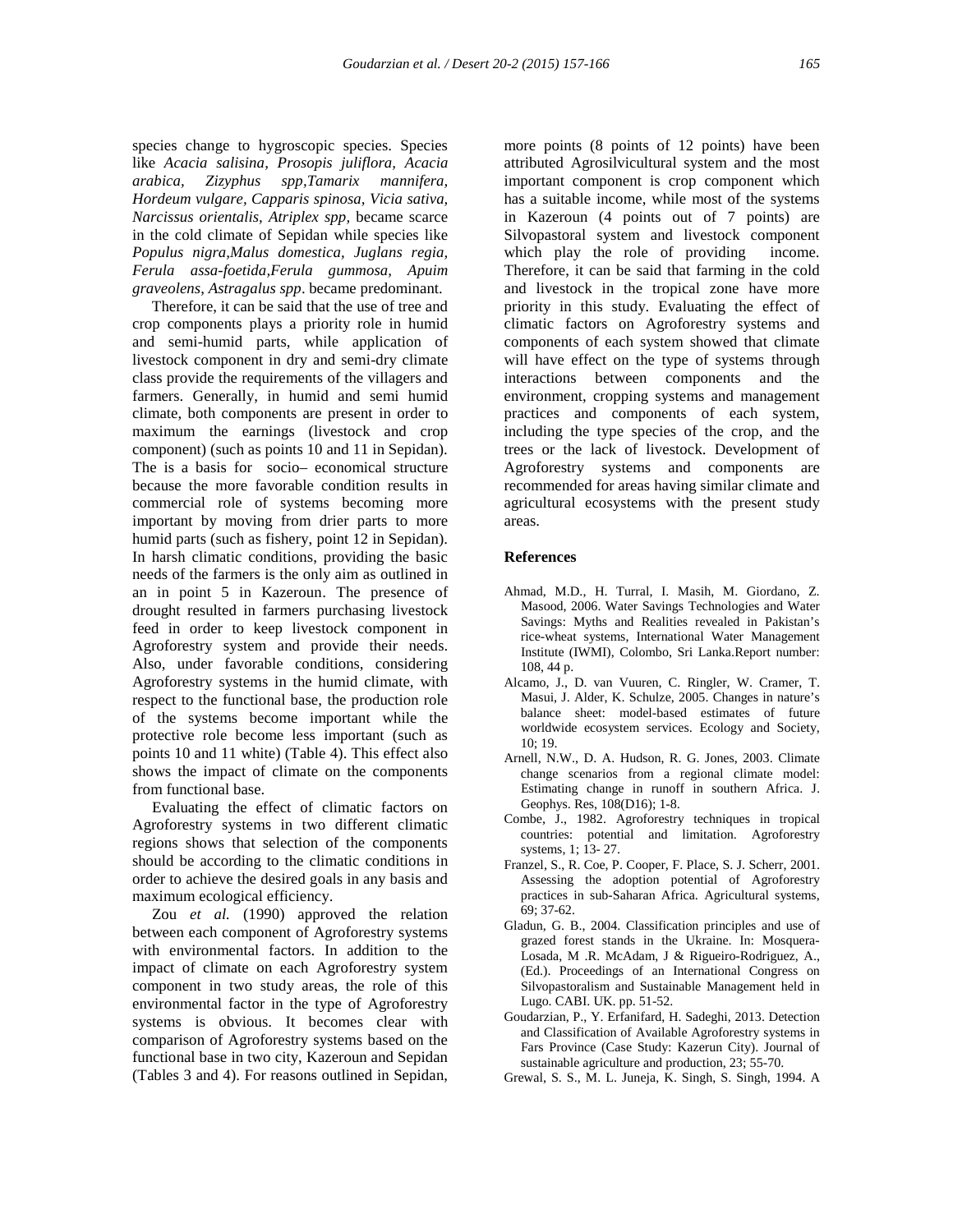species change to hygroscopic species. Species like *Acacia salisina, Prosopis juliflora, Acacia arabica, Zizyphus spp,Tamarix mannifera, Hordeum vulgare, Capparis spinosa, Vicia sativa, Narcissus orientalis, Atriplex spp,* became scarce in the cold climate of Sepidan while species like *Populus nigra,Malus domestica, Juglans regia, Ferula assa-foetida,Ferula gummosa, Apuim graveolens, Astragalus spp*. became predominant.

Therefore, it can be said that the use of tree and crop components plays a priority role in humid and semi-humid parts, while application of livestock component in dry and semi-dry climate class provide the requirements of the villagers and farmers. Generally, in humid and semi humid climate, both components are present in order to maximum the earnings (livestock and crop component) (such as points 10 and 11 in Sepidan). The is a basis for socio– economical structure because the more favorable condition results in commercial role of systems becoming more important by moving from drier parts to more humid parts (such as fishery, point 12 in Sepidan). In harsh climatic conditions, providing the basic needs of the farmers is the only aim as outlined in an in point 5 in Kazeroun. The presence of drought resulted in farmers purchasing livestock feed in order to keep livestock component in Agroforestry system and provide their needs. Also, under favorable conditions, considering Agroforestry systems in the humid climate, with respect to the functional base, the production role of the systems become important while the protective role become less important (such as points 10 and 11 white) (Table 4). This effect also shows the impact of climate on the components from functional base.

Evaluating the effect of climatic factors on Agroforestry systems in two different climatic regions shows that selection of the components should be according to the climatic conditions in order to achieve the desired goals in any basis and maximum ecological efficiency.

Zou *et al.* (1990) approved the relation between each component of Agroforestry systems with environmental factors. In addition to the impact of climate on each Agroforestry system component in two study areas, the role of this environmental factor in the type of Agroforestry systems is obvious. It becomes clear with comparison of Agroforestry systems based on the functional base in two city, Kazeroun and Sepidan (Tables 3 and 4). For reasons outlined in Sepidan, more points (8 points of 12 points) have been attributed Agrosilvicultural system and the most important component is crop component which has a suitable income, while most of the systems in Kazeroun (4 points out of 7 points) are Silvopastoral system and livestock component which play the role of providing income. Therefore, it can be said that farming in the cold and livestock in the tropical zone have more priority in this study. Evaluating the effect of climatic factors on Agroforestry systems and components of each system showed that climate will have effect on the type of systems through interactions between components and the environment, cropping systems and management practices and components of each system, including the type species of the crop, and the trees or the lack of livestock. Development of Agroforestry systems and components are recommended for areas having similar climate and agricultural ecosystems with the present study areas.

## References

Ahmad, M.D., H. Turral, I. Masih, M. Giordano, Z. Masood, 2006. Water Savings Technologies and Water Savings: Myths and Realities revealed in Pakistan's rice-wheat systems, International Water Management Institute (IWMI), Colombo, Sri Lanka.Report number: 108, 44 p.

Alcamo, J., D. van Vuuren, C. Ringler, W. Cramer, T. Masui, J. Alder, K. Schulze, 2005. Changes in nature's balance sheet: model-based estimates of future worldwide ecosystem services. Ecology and Society, 10; 19.

Arnell, N.W., D. A. Hudson, R. G. Jones, 2003. Climate change scenarios from a regional climate model: Estimating change in runoff in southern Africa. J. Geophys. Res, 108(D16); 1-8.

Combe, J., 1982. Agroforestry techniques in tropical countries: potential and limitation. Agroforestry systems, 1; 13- 27.

Franzel, S., R. Coe, P. Cooper, F. Place, S. J. Scherr, 2001. Assessing the adoption potential of Agroforestry practices in sub-Saharan Africa. Agricultural systems, 69; 37-62.

Gladun, G. B., 2004. Classification principles and use of grazed forest stands in the Ukraine. In: Mosquera-Losada, M .R. McAdam, J & Rigueiro-Rodriguez, A., (Ed.). Proceedings of an International Congress on Silvopastoralism and Sustainable Management held in Lugo. CABI. UK. pp. 51-52.

Goudarzian, P., Y. Erfanifard, H. Sadeghi, 2013. Detection and Classification of Available Agroforestry systems in Fars Province (Case Study: Kazerun City). Journal of sustainable agriculture and production, 23; 55-70.

Grewal, S. S., M. L. Juneja, K. Singh, S. Singh, 1994. A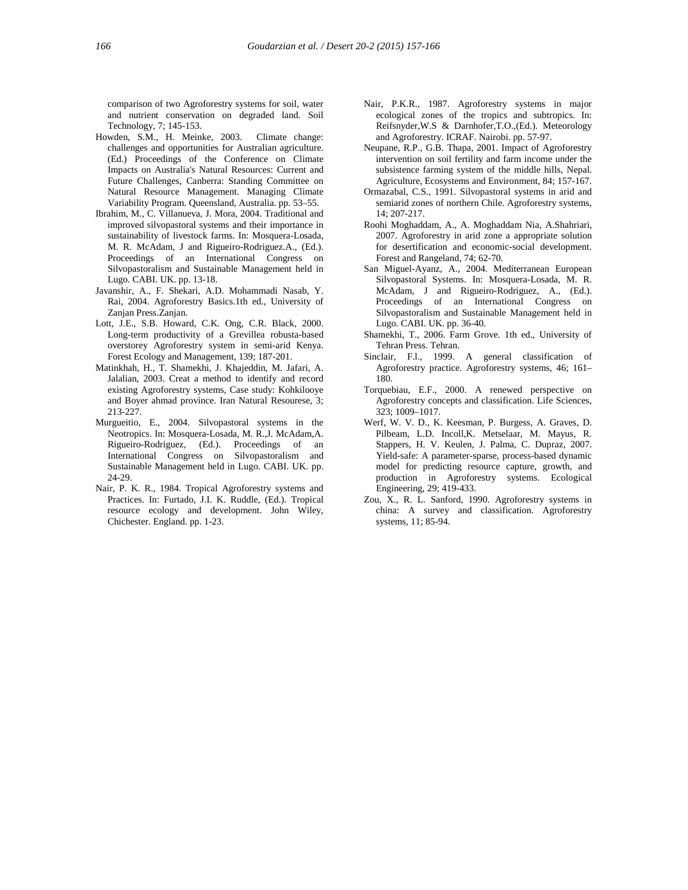comparison of two Agroforestry systems for soil, water and nutrient conservation on degraded land. Soil Technology, 7; 145-153.

Howden, S.M., H. Meinke, 2003. Climate change: challenges and opportunities for Australian agriculture. (Ed.) Proceedings of the Conference on Climate Impacts on Australia's Natural Resources: Current and Future Challenges, Canberra: Standing Committee on Natural Resource Management. Managing Climate Variability Program. Queensland, Australia. pp. 53–55.

Ibrahim, M., C. Villanueva, J. Mora, 2004. Traditional and improved silvopastoral systems and their importance in sustainability of livestock farms. In: Mosquera-Losada, M. R. McAdam, J and Rigueiro-Rodriguez.A., (Ed.). Proceedings of an International Congress on Silvopastoralism and Sustainable Management held in Lugo. CABI. UK. pp. 13-18.

Javanshir, A., F. Shekari, A.D. Mohammadi Nasab, Y. Rai, 2004. Agroforestry Basics.1th ed., University of Zanjan Press.Zanjan.

Lott, J.E., S.B. Howard, C.K. Ong, C.R. Black, 2000. Long-term productivity of a Grevillea robusta-based overstorey Agroforestry system in semi-arid Kenya. Forest Ecology and Management, 139; 187-201.

Matinkhah, H., T. Shamekhi, J. Khajeddin, M. Jafari, A. Jalalian, 2003. Creat a method to identify and record existing Agroforestry systems, Case study: Kohkilooye and Boyer ahmad province. Iran Natural Resourese, 3; 213-227.

Murgueitio, E., 2004. Silvopastoral systems in the Neotropics. In: Mosquera-Losada, M. R.,J. McAdam,A. Rigueiro-Rodriguez, (Ed.). Proceedings of an International Congress on Silvopastoralism and Sustainable Management held in Lugo. CABI. UK. pp. 24-29.

Nair, P. K. R., 1984. Tropical Agroforestry systems and Practices. In: Furtado, J.I. K. Ruddle, (Ed.). Tropical resource ecology and development. John Wiley, Chichester. England. pp. 1-23.

Nair, P.K.R., 1987. Agroforestry systems in major ecological zones of the tropics and subtropics. In: Reifsnyder,W.S & Darnhofer,T.O.,(Ed.). Meteorology and Agroforestry. ICRAF. Nairobi. pp. 57-97.

Neupane, R.P., G.B. Thapa, 2001. Impact of Agroforestry intervention on soil fertility and farm income under the subsistence farming system of the middle hills, Nepal. Agriculture, Ecosystems and Environment, 84; 157-167.

Ormazabal, C.S., 1991. Silvopastoral systems in arid and semiarid zones of northern Chile. Agroforestry systems, 14; 207-217.

Roohi Moghaddam, A., A. Moghaddam Nia, A.Shahriari, 2007. Agroforestry in arid zone a appropriate solution for desertification and economic-social development. Forest and Rangeland, 74; 62-70.

San Miguel-Ayanz, A., 2004. Mediterranean European Silvopastoral Systems. In: Mosquera-Losada, M. R. McAdam, J and Rigueiro-Rodriguez, A., (Ed.). Proceedings of an International Congress on Silvopastoralism and Sustainable Management held in Lugo. CABI. UK. pp. 36-40.

Shamekhi, T., 2006. Farm Grove. 1th ed., University of Tehran Press. Tehran.

Sinclair, F.l., 1999. A general classification of Agroforestry practice. Agroforestry systems, 46; 161–180.

Torquebiau, E.F., 2000. A renewed perspective on Agroforestry concepts and classification. Life Sciences, 323; 1009–1017.

Werf, W. V. D., K. Keesman, P. Burgess, A. Graves, D. Pilbeam, L.D. Incoll,K. Metselaar, M. Mayus, R. Stappers, H. V. Keulen, J. Palma, C. Dupraz, 2007. Yield-safe: A parameter-sparse, process-based dynamic model for predicting resource capture, growth, and production in Agroforestry systems. Ecological Engineering, 29; 419-433.

Zou, X., R. L. Sanford, 1990. Agroforestry systems in china: A survey and classification. Agroforestry systems, 11; 85-94.